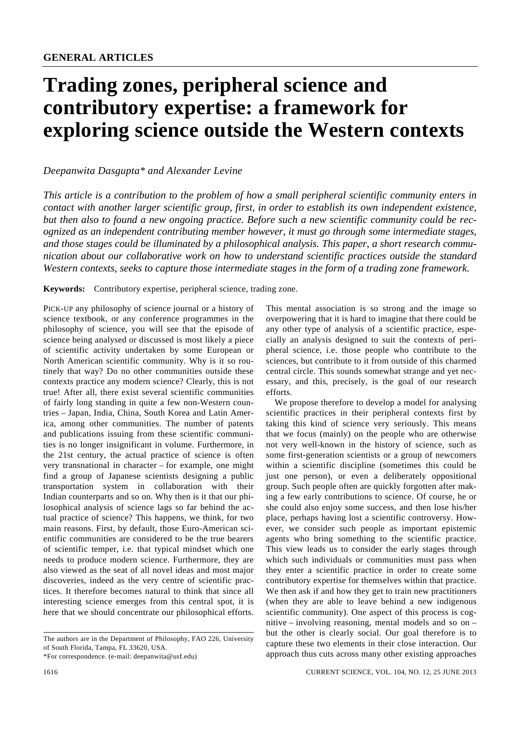# Trading zones, peripheral science and contributory expertise: a framework for exploring science outside the Western contexts

*Deepanwita Dasgupta\* and Alexander Levine*

*This article is a contribution to the problem of how a small peripheral scientific community enters in contact with another larger scientific group, first, in order to establish its own independent existence, but then also to found a new ongoing practice. Before such a new scientific community could be recognized as an independent contributing member however, it must go through some intermediate stages, and those stages could be illuminated by a philosophical analysis. This paper, a short research communication about our collaborative work on how to understand scientific practices outside the standard Western contexts, seeks to capture those intermediate stages in the form of a trading zone framework.*

**Keywords:** Contributory expertise, peripheral science, trading zone.

PICK-UP any philosophy of science journal or a history of science textbook, or any conference programmes in the philosophy of science, you will see that the episode of science being analysed or discussed is most likely a piece of scientific activity undertaken by some European or North American scientific community. Why is it so routinely that way? Do no other communities outside these contexts practice any modern science? Clearly, this is not true! After all, there exist several scientific communities of fairly long standing in quite a few non-Western countries – Japan, India, China, South Korea and Latin America, among other communities. The number of patents and publications issuing from these scientific communities is no longer insignificant in volume. Furthermore, in the 21st century, the actual practice of science is often very transnational in character – for example, one might find a group of Japanese scientists designing a public transportation system in collaboration with their Indian counterparts and so on. Why then is it that our philosophical analysis of science lags so far behind the actual practice of science? This happens, we think, for two main reasons. First, by default, those Euro-American scientific communities are considered to be the true bearers of scientific temper, i.e. that typical mindset which one needs to produce modern science. Furthermore, they are also viewed as the seat of all novel ideas and most major discoveries, indeed as the very centre of scientific practices. It therefore becomes natural to think that since all interesting science emerges from this central spot, it is here that we should concentrate our philosophical efforts. This mental association is so strong and the image so overpowering that it is hard to imagine that there could be any other type of analysis of a scientific practice, especially an analysis designed to suit the contexts of peripheral science, i.e. those people who contribute to the sciences, but contribute to it from outside of this charmed central circle. This sounds somewhat strange and yet necessary, and this, precisely, is the goal of our research efforts.

We propose therefore to develop a model for analysing scientific practices in their peripheral contexts first by taking this kind of science very seriously. This means that we focus (mainly) on the people who are otherwise not very well-known in the history of science, such as some first-generation scientists or a group of newcomers within a scientific discipline (sometimes this could be just one person), or even a deliberately oppositional group. Such people often are quickly forgotten after making a few early contributions to science. Of course, he or she could also enjoy some success, and then lose his/her place, perhaps having lost a scientific controversy. However, we consider such people as important epistemic agents who bring something to the scientific practice. This view leads us to consider the early stages through which such individuals or communities must pass when they enter a scientific practice in order to create some contributory expertise for themselves within that practice. We then ask if and how they get to train new practitioners (when they are able to leave behind a new indigenous scientific community). One aspect of this process is cognitive – involving reasoning, mental models and so on – but the other is clearly social. Our goal therefore is to capture these two elements in their close interaction. Our approach thus cuts across many other existing approaches

The authors are in the Department of Philosophy, FAO 226, University of South Florida, Tampa, FL 33620, USA.

\*For correspondence. (e-mail: deepanwita@usf.edu)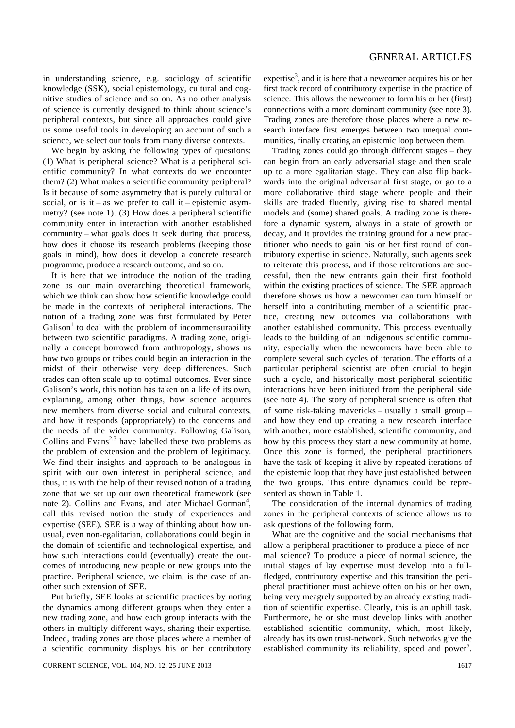in understanding science, e.g. sociology of scientific knowledge (SSK), social epistemology, cultural and cognitive studies of science and so on. As no other analysis of science is currently designed to think about science's peripheral contexts, but since all approaches could give us some useful tools in developing an account of such a science, we select our tools from many diverse contexts.

We begin by asking the following types of questions: (1) What is peripheral science? What is a peripheral scientific community? In what contexts do we encounter them? (2) What makes a scientific community peripheral? Is it because of some asymmetry that is purely cultural or social, or is it – as we prefer to call it – epistemic asymmetry? (see note 1). (3) How does a peripheral scientific community enter in interaction with another established community – what goals does it seek during that process, how does it choose its research problems (keeping those goals in mind), how does it develop a concrete research programme, produce a research outcome, and so on.

It is here that we introduce the notion of the trading zone as our main overarching theoretical framework, which we think can show how scientific knowledge could be made in the contexts of peripheral interactions. The notion of a trading zone was first formulated by Peter Galison[1] to deal with the problem of incommensurability between two scientific paradigms. A trading zone, originally a concept borrowed from anthropology, shows us how two groups or tribes could begin an interaction in the midst of their otherwise very deep differences. Such trades can often scale up to optimal outcomes. Ever since Galison's work, this notion has taken on a life of its own, explaining, among other things, how science acquires new members from diverse social and cultural contexts, and how it responds (appropriately) to the concerns and the needs of the wider community. Following Galison, Collins and Evans[2,3] have labelled these two problems as the problem of extension and the problem of legitimacy. We find their insights and approach to be analogous in spirit with our own interest in peripheral science, and thus, it is with the help of their revised notion of a trading zone that we set up our own theoretical framework (see note 2). Collins and Evans, and later Michael Gorman[4], call this revised notion the study of experiences and expertise (SEE). SEE is a way of thinking about how unusual, even non-egalitarian, collaborations could begin in the domain of scientific and technological expertise, and how such interactions could (eventually) create the outcomes of introducing new people or new groups into the practice. Peripheral science, we claim, is the case of another such extension of SEE.

Put briefly, SEE looks at scientific practices by noting the dynamics among different groups when they enter a new trading zone, and how each group interacts with the others in multiply different ways, sharing their expertise. Indeed, trading zones are those places where a member of a scientific community displays his or her contributory expertise[3], and it is here that a newcomer acquires his or her first track record of contributory expertise in the practice of science. This allows the newcomer to form his or her (first) connections with a more dominant community (see note 3). Trading zones are therefore those places where a new research interface first emerges between two unequal communities, finally creating an epistemic loop between them.

Trading zones could go through different stages – they can begin from an early adversarial stage and then scale up to a more egalitarian stage. They can also flip backwards into the original adversarial first stage, or go to a more collaborative third stage where people and their skills are traded fluently, giving rise to shared mental models and (some) shared goals. A trading zone is therefore a dynamic system, always in a state of growth or decay, and it provides the training ground for a new practitioner who needs to gain his or her first round of contributory expertise in science. Naturally, such agents seek to reiterate this process, and if those reiterations are successful, then the new entrants gain their first foothold within the existing practices of science. The SEE approach therefore shows us how a newcomer can turn himself or herself into a contributing member of a scientific practice, creating new outcomes via collaborations with another established community. This process eventually leads to the building of an indigenous scientific community, especially when the newcomers have been able to complete several such cycles of iteration. The efforts of a particular peripheral scientist are often crucial to begin such a cycle, and historically most peripheral scientific interactions have been initiated from the peripheral side (see note 4). The story of peripheral science is often that of some risk-taking mavericks – usually a small group – and how they end up creating a new research interface with another, more established, scientific community, and how by this process they start a new community at home. Once this zone is formed, the peripheral practitioners have the task of keeping it alive by repeated iterations of the epistemic loop that they have just established between the two groups. This entire dynamics could be represented as shown in Table 1.

The consideration of the internal dynamics of trading zones in the peripheral contexts of science allows us to ask questions of the following form.

What are the cognitive and the social mechanisms that allow a peripheral practitioner to produce a piece of normal science? To produce a piece of normal science, the initial stages of lay expertise must develop into a full-fledged, contributory expertise and this transition the peripheral practitioner must achieve often on his or her own, being very meagrely supported by an already existing tradition of scientific expertise. Clearly, this is an uphill task. Furthermore, he or she must develop links with another established scientific community, which, most likely, already has its own trust-network. Such networks give the established community its reliability, speed and power[5].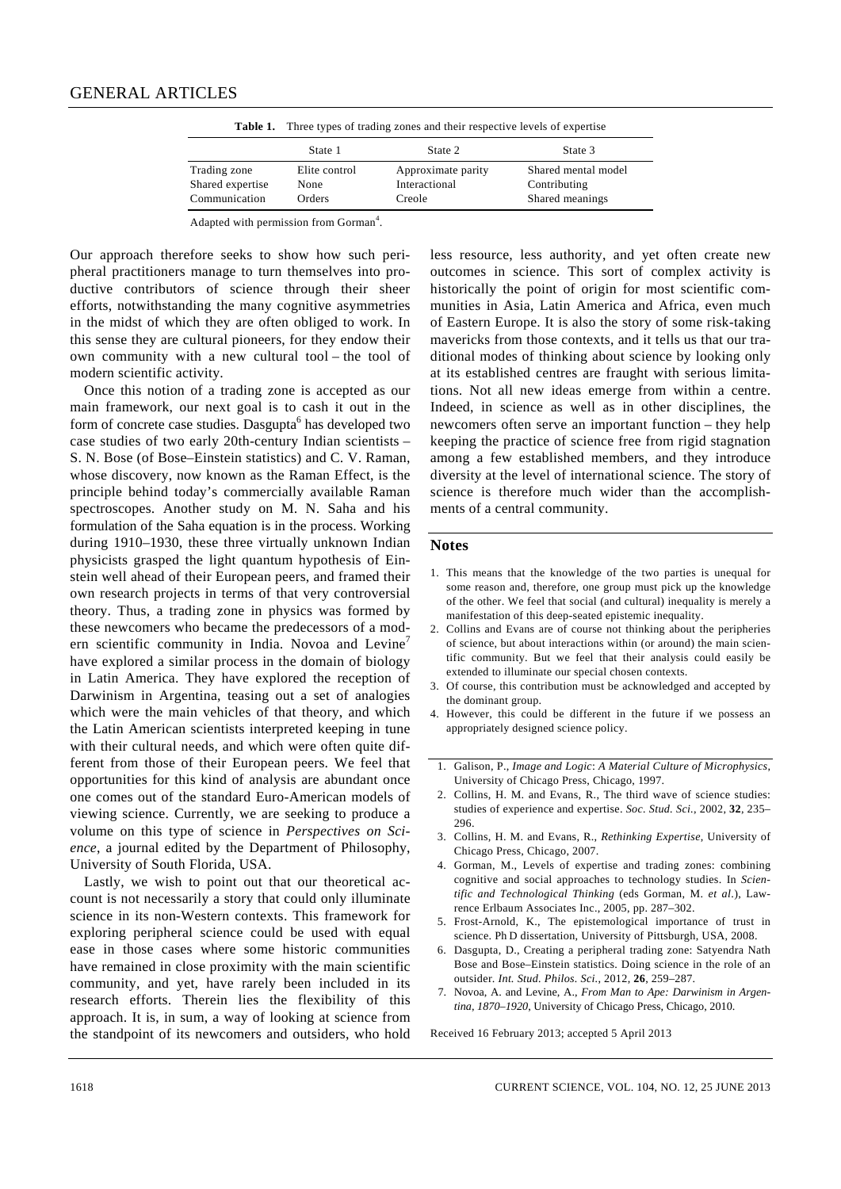**Table 1.** Three types of trading zones and their respective levels of expertise

| | State 1 | State 2 | State 3 |
|---|---|---|---|
| Trading zone | Elite control | Approximate parity | Shared mental model |
| Shared expertise | None | Interactional | Contributing |
| Communication | Orders | Creole | Shared meanings |

Adapted with permission from Gorman[4].

Our approach therefore seeks to show how such peripheral practitioners manage to turn themselves into productive contributors of science through their sheer efforts, notwithstanding the many cognitive asymmetries in the midst of which they are often obliged to work. In this sense they are cultural pioneers, for they endow their own community with a new cultural tool – the tool of modern scientific activity.

Once this notion of a trading zone is accepted as our main framework, our next goal is to cash it out in the form of concrete case studies. Dasgupta[6] has developed two case studies of two early 20th-century Indian scientists – S. N. Bose (of Bose–Einstein statistics) and C. V. Raman, whose discovery, now known as the Raman Effect, is the principle behind today's commercially available Raman spectroscopes. Another study on M. N. Saha and his formulation of the Saha equation is in the process. Working during 1910–1930, these three virtually unknown Indian physicists grasped the light quantum hypothesis of Einstein well ahead of their European peers, and framed their own research projects in terms of that very controversial theory. Thus, a trading zone in physics was formed by these newcomers who became the predecessors of a modern scientific community in India. Novoa and Levine[7] have explored a similar process in the domain of biology in Latin America. They have explored the reception of Darwinism in Argentina, teasing out a set of analogies which were the main vehicles of that theory, and which the Latin American scientists interpreted keeping in tune with their cultural needs, and which were often quite different from those of their European peers. We feel that opportunities for this kind of analysis are abundant once one comes out of the standard Euro-American models of viewing science. Currently, we are seeking to produce a volume on this type of science in *Perspectives on Science*, a journal edited by the Department of Philosophy, University of South Florida, USA.

Lastly, we wish to point out that our theoretical account is not necessarily a story that could only illuminate science in its non-Western contexts. This framework for exploring peripheral science could be used with equal ease in those cases where some historic communities have remained in close proximity with the main scientific community, and yet, have rarely been included in its research efforts. Therein lies the flexibility of this approach. It is, in sum, a way of looking at science from the standpoint of its newcomers and outsiders, who hold less resource, less authority, and yet often create new outcomes in science. This sort of complex activity is historically the point of origin for most scientific communities in Asia, Latin America and Africa, even much of Eastern Europe. It is also the story of some risk-taking mavericks from those contexts, and it tells us that our traditional modes of thinking about science by looking only at its established centres are fraught with serious limitations. Not all new ideas emerge from within a centre. Indeed, in science as well as in other disciplines, the newcomers often serve an important function – they help keeping the practice of science free from rigid stagnation among a few established members, and they introduce diversity at the level of international science. The story of science is therefore much wider than the accomplishments of a central community.

## Notes

1. This means that the knowledge of the two parties is unequal for some reason and, therefore, one group must pick up the knowledge of the other. We feel that social (and cultural) inequality is merely a manifestation of this deep-seated epistemic inequality.
2. Collins and Evans are of course not thinking about the peripheries of science, but about interactions within (or around) the main scientific community. But we feel that their analysis could easily be extended to illuminate our special chosen contexts.
3. Of course, this contribution must be acknowledged and accepted by the dominant group.
4. However, this could be different in the future if we possess an appropriately designed science policy.

---

1. Galison, P., *Image and Logic*: *A Material Culture of Microphysics*, University of Chicago Press, Chicago, 1997.
2. Collins, H. M. and Evans, R., The third wave of science studies: studies of experience and expertise. *Soc. Stud. Sci.*, 2002, **32**, 235–296.
3. Collins, H. M. and Evans, R., *Rethinking Expertise*, University of Chicago Press, Chicago, 2007.
4. Gorman, M., Levels of expertise and trading zones: combining cognitive and social approaches to technology studies. In *Scientific and Technological Thinking* (eds Gorman, M. *et al*.), Lawrence Erlbaum Associates Inc., 2005, pp. 287–302.
5. Frost-Arnold, K., The epistemological importance of trust in science. Ph D dissertation, University of Pittsburgh, USA, 2008.
6. Dasgupta, D., Creating a peripheral trading zone: Satyendra Nath Bose and Bose–Einstein statistics. Doing science in the role of an outsider. *Int. Stud. Philos. Sci.*, 2012, **26**, 259–287.
7. Novoa, A. and Levine, A., *From Man to Ape: Darwinism in Argentina, 1870–1920*, University of Chicago Press, Chicago, 2010.

Received 16 February 2013; accepted 5 April 2013